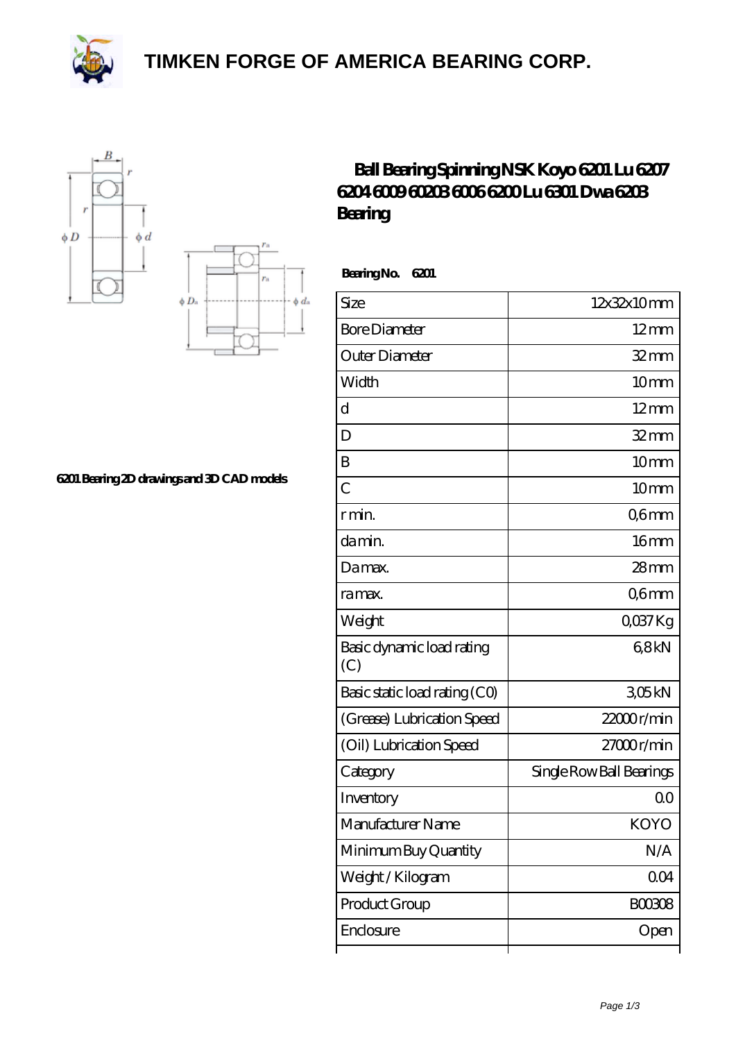# TIMKEN FORGE OF AMERICA BEARING CORP.

## Ball Bearing Spinning NSK Koyo 6201 Lu 6207 6204 6009 60203 6006 6200 Lu 6301 Dwa 6203 Bearing

6201 Bearing 2D drawings and 3D CAD models

**Bearing No. 6201**

| Size | 12x32x10 mm |
|---|---|
| Bore Diameter | 12 mm |
| Outer Diameter | 32 mm |
| Width | 10 mm |
| d | 12 mm |
| D | 32 mm |
| B | 10 mm |
| C | 10 mm |
| r min. | 0,6 mm |
| da min. | 16 mm |
| Da max. | 28 mm |
| ra max. | 0,6 mm |
| Weight | 0,037 Kg |
| Basic dynamic load rating (C) | 6,8 kN |
| Basic static load rating (C0) | 3,05 kN |
| (Grease) Lubrication Speed | 22000 r/min |
| (Oil) Lubrication Speed | 27000 r/min |
| Category | Single Row Ball Bearings |
| Inventory | 0.0 |
| Manufacturer Name | KOYO |
| Minimum Buy Quantity | N/A |
| Weight / Kilogram | 0.04 |
| Product Group | B00308 |
| Enclosure | Open |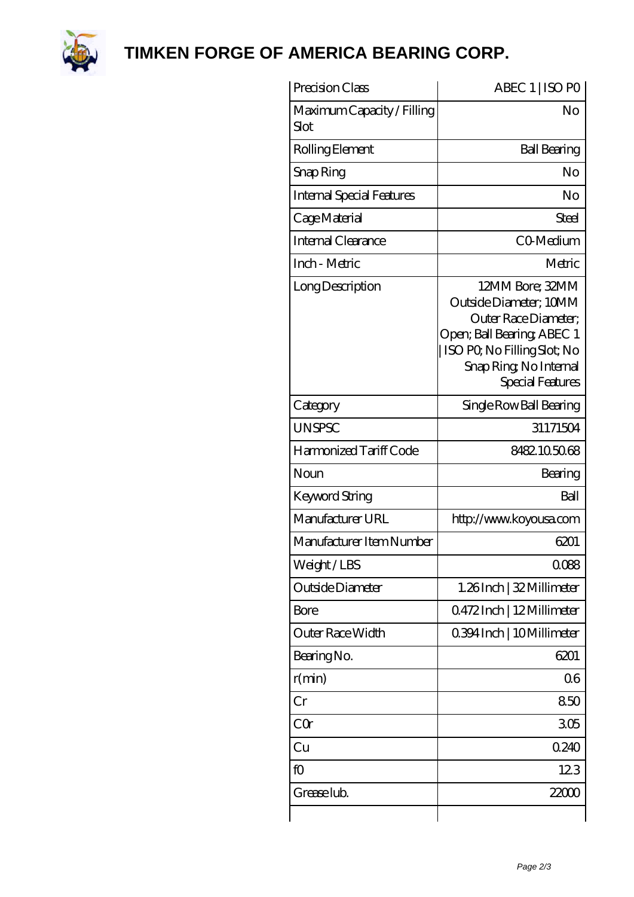# TIMKEN FORGE OF AMERICA BEARING CORP.

| Precision Class | ABEC 1 \| ISO P0 |
|---|---|
| Maximum Capacity / Filling Slot | No |
| Rolling Element | Ball Bearing |
| Snap Ring | No |
| Internal Special Features | No |
| Cage Material | Steel |
| Internal Clearance | C0-Medium |
| Inch - Metric | Metric |
| Long Description | 12MM Bore; 32MM Outside Diameter; 10MM Outer Race Diameter; Open; Ball Bearing; ABEC 1 \| ISO P0; No Filling Slot; No Snap Ring; No Internal Special Features |
| Category | Single Row Ball Bearing |
| UNSPSC | 31171504 |
| Harmonized Tariff Code | 8482.10.50.68 |
| Noun | Bearing |
| Keyword String | Ball |
| Manufacturer URL | http://www.koyousa.com |
| Manufacturer Item Number | 6201 |
| Weight / LBS | 0.088 |
| Outside Diameter | 1.26 Inch \| 32 Millimeter |
| Bore | 0.472 Inch \| 12 Millimeter |
| Outer Race Width | 0.394 Inch \| 10 Millimeter |
| Bearing No. | 6201 |
| r(min) | 0.6 |
| Cr | 8.50 |
| C0r | 3.05 |
| Cu | 0.240 |
| f0 | 12.3 |
| Grease lub. | 22000 |
| | |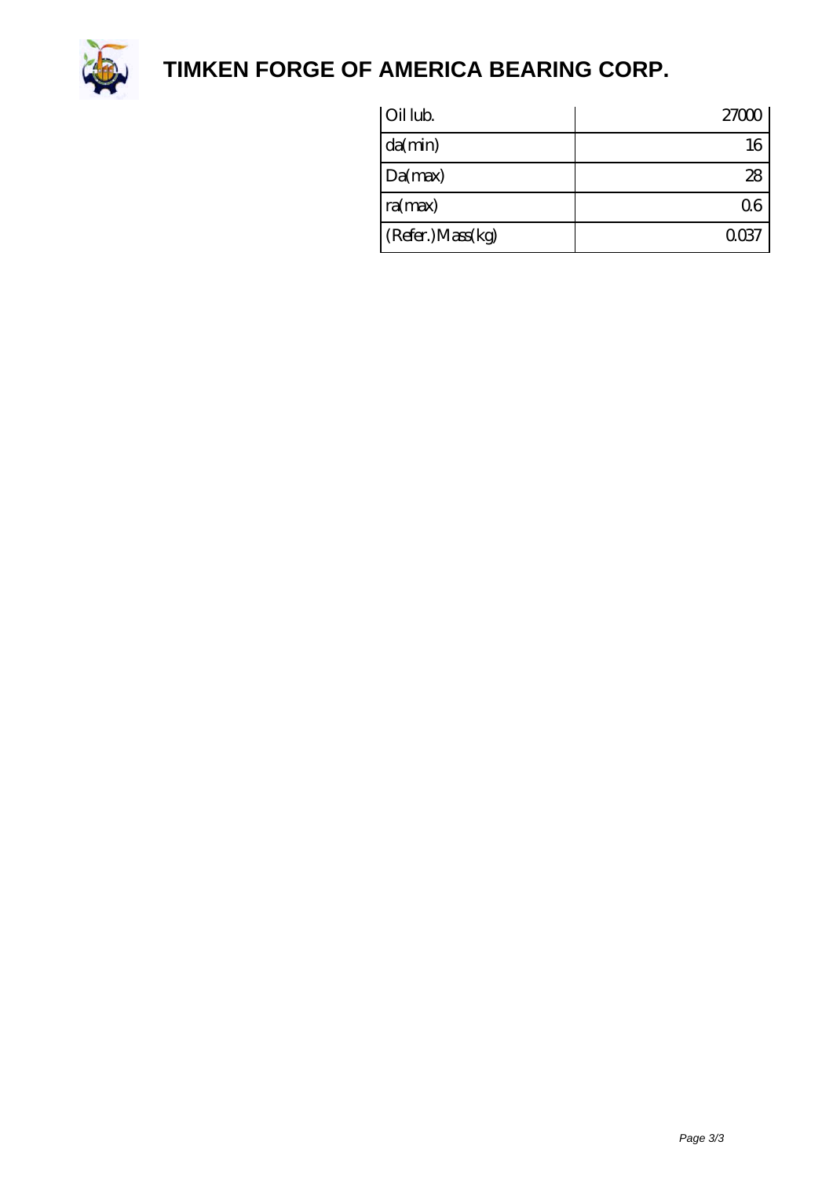| | |
|---|---|
| Oil lub. | 27000 |
| da(min) | 16 |
| Da(max) | 28 |
| ra(max) | 0.6 |
| (Refer.)Mass(kg) | 0.037 |